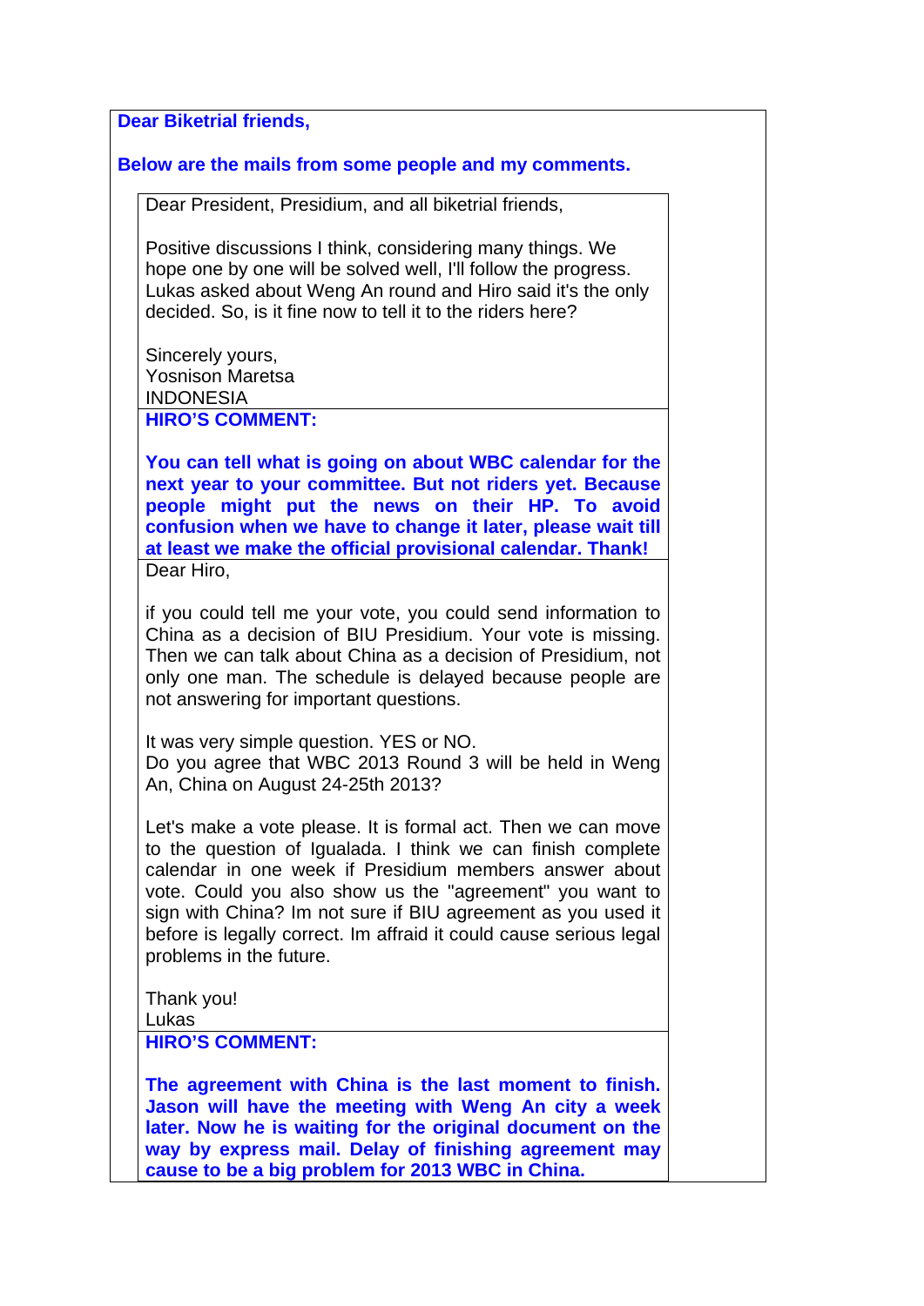**Dear Biketrial friends,**

**Below are the mails from some people and my comments.**

Dear President, Presidium, and all biketrial friends,

Positive discussions I think, considering many things. We hope one by one will be solved well, I'll follow the progress. Lukas asked about Weng An round and Hiro said it's the only decided. So, is it fine now to tell it to the riders here?

Sincerely yours,
Yosnison Maretsa
INDONESIA

**HIRO'S COMMENT:**

**You can tell what is going on about WBC calendar for the next year to your committee. But not riders yet. Because people might put the news on their HP. To avoid confusion when we have to change it later, please wait till at least we make the official provisional calendar. Thank!**

Dear Hiro,

if you could tell me your vote, you could send information to China as a decision of BIU Presidium. Your vote is missing. Then we can talk about China as a decision of Presidium, not only one man. The schedule is delayed because people are not answering for important questions.

It was very simple question. YES or NO.
Do you agree that WBC 2013 Round 3 will be held in Weng An, China on August 24-25th 2013?

Let's make a vote please. It is formal act. Then we can move to the question of Igualada. I think we can finish complete calendar in one week if Presidium members answer about vote. Could you also show us the "agreement" you want to sign with China? Im not sure if BIU agreement as you used it before is legally correct. Im affraid it could cause serious legal problems in the future.

Thank you!
Lukas

**HIRO'S COMMENT:**

**The agreement with China is the last moment to finish. Jason will have the meeting with Weng An city a week later. Now he is waiting for the original document on the way by express mail. Delay of finishing agreement may cause to be a big problem for 2013 WBC in China.**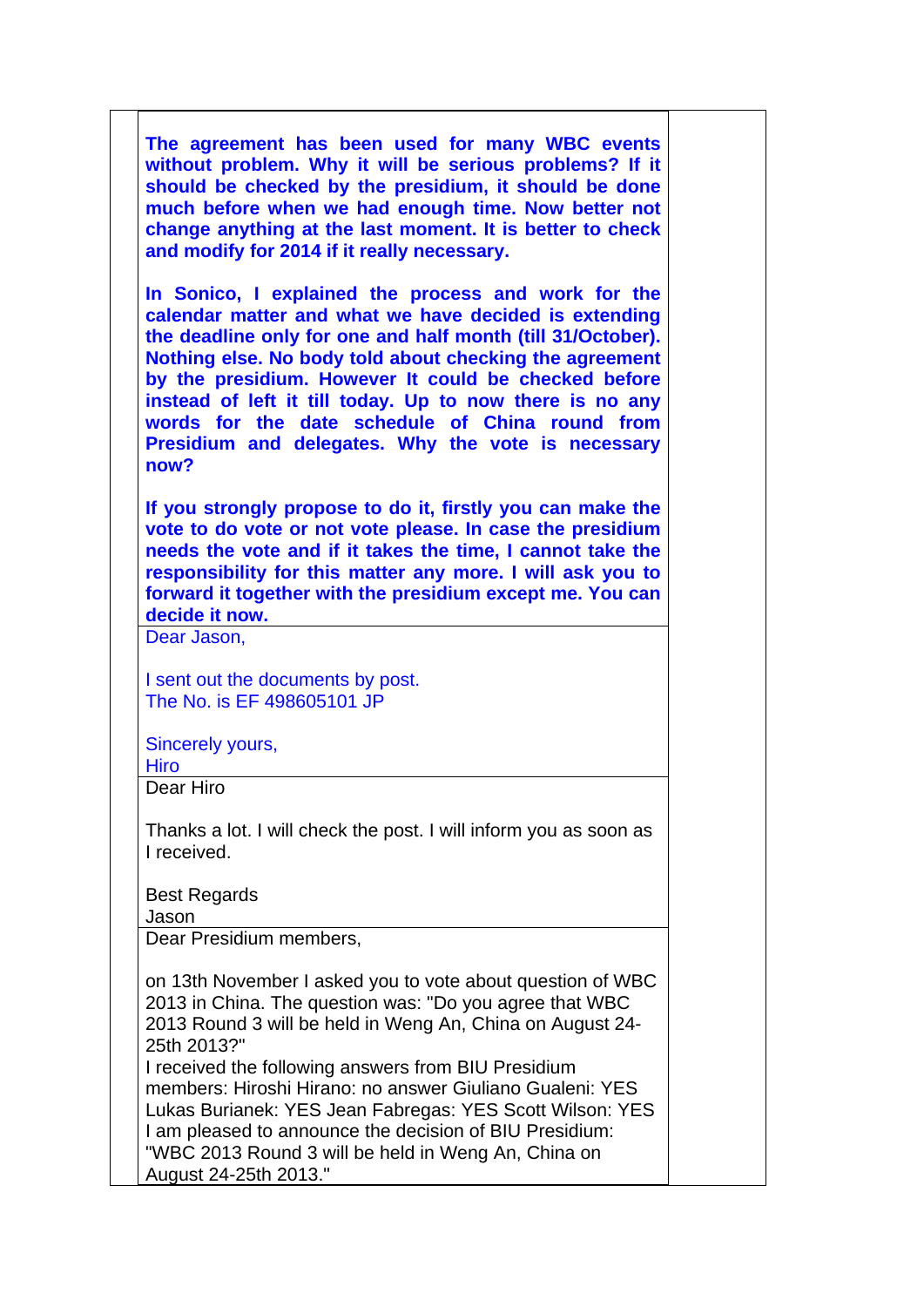**The agreement has been used for many WBC events without problem. Why it will be serious problems? If it should be checked by the presidium, it should be done much before when we had enough time. Now better not change anything at the last moment. It is better to check and modify for 2014 if it really necessary.**

**In Sonico, I explained the process and work for the calendar matter and what we have decided is extending the deadline only for one and half month (till 31/October). Nothing else. No body told about checking the agreement by the presidium. However It could be checked before instead of left it till today. Up to now there is no any words for the date schedule of China round from Presidium and delegates. Why the vote is necessary now?**

**If you strongly propose to do it, firstly you can make the vote to do vote or not vote please. In case the presidium needs the vote and if it takes the time, I cannot take the responsibility for this matter any more. I will ask you to forward it together with the presidium except me. You can decide it now.**

---

Dear Jason,

I sent out the documents by post.
The No. is EF 498605101 JP

Sincerely yours,
Hiro

---

Dear Hiro

Thanks a lot. I will check the post. I will inform you as soon as I received.

Best Regards
Jason

---

Dear Presidium members,

on 13th November I asked you to vote about question of WBC 2013 in China. The question was: "Do you agree that WBC 2013 Round 3 will be held in Weng An, China on August 24-25th 2013?"
I received the following answers from BIU Presidium members: Hiroshi Hirano: no answer Giuliano Gualeni: YES Lukas Burianek: YES Jean Fabregas: YES Scott Wilson: YES
I am pleased to announce the decision of BIU Presidium: "WBC 2013 Round 3 will be held in Weng An, China on August 24-25th 2013."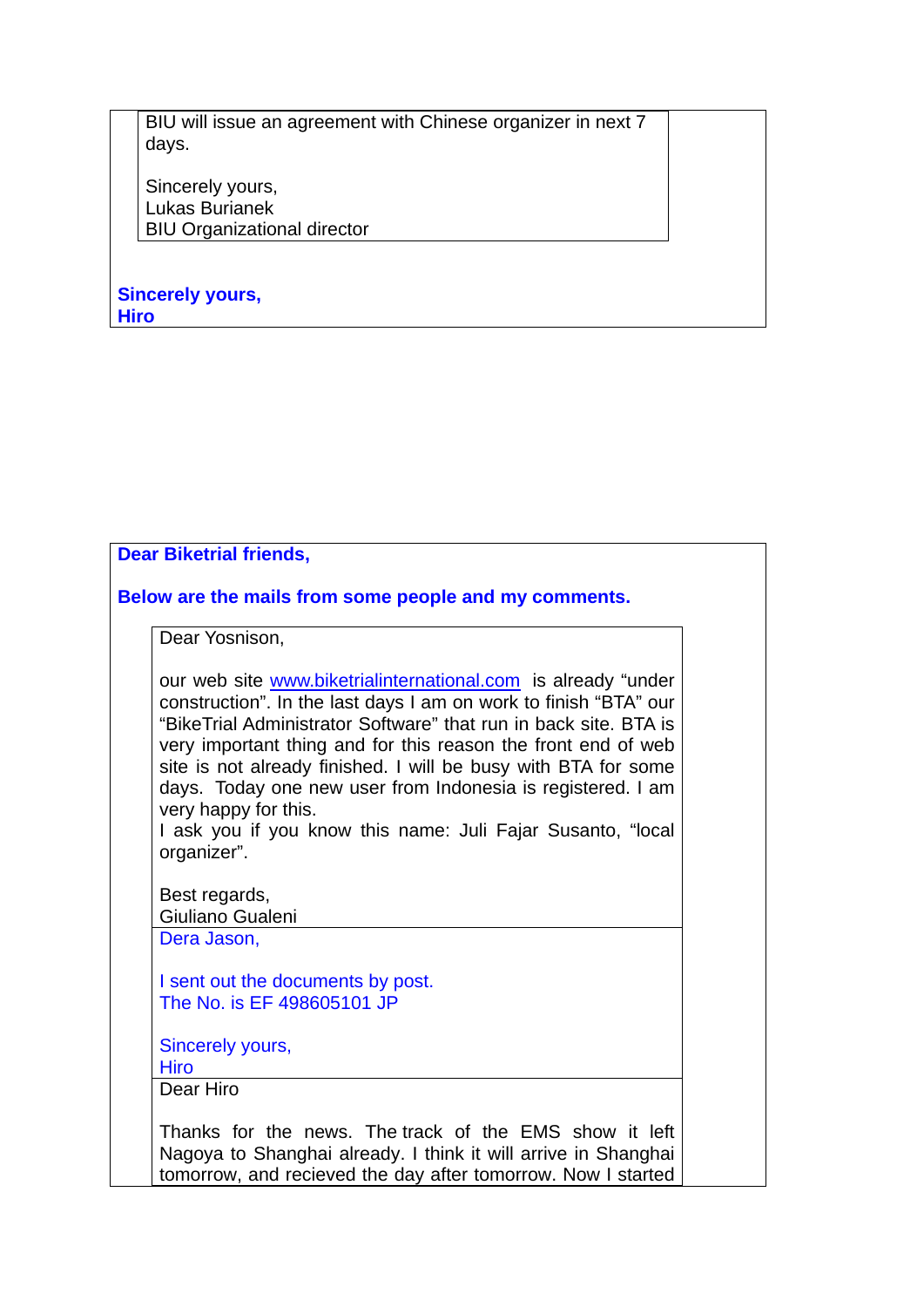> BIU will issue an agreement with Chinese organizer in next 7 days.
>
> Sincerely yours,
> Lukas Burianek
> BIU Organizational director

**Sincerely yours,**
**Hiro**

---

**Dear Biketrial friends,**

**Below are the mails from some people and my comments.**

> Dear Yosnison,
>
> our web site www.biketrialinternational.com is already "under construction". In the last days I am on work to finish "BTA" our "BikeTrial Administrator Software" that run in back site. BTA is very important thing and for this reason the front end of web site is not already finished. I will be busy with BTA for some days. Today one new user from Indonesia is registered. I am very happy for this.
> I ask you if you know this name: Juli Fajar Susanto, "local organizer".
>
> Best regards,
> Giuliano Gualeni

> Dera Jason,
>
> I sent out the documents by post.
> The No. is EF 498605101 JP
>
> Sincerely yours,
> Hiro

> Dear Hiro
>
> Thanks for the news. The track of the EMS show it left Nagoya to Shanghai already. I think it will arrive in Shanghai tomorrow, and recieved the day after tomorrow. Now I started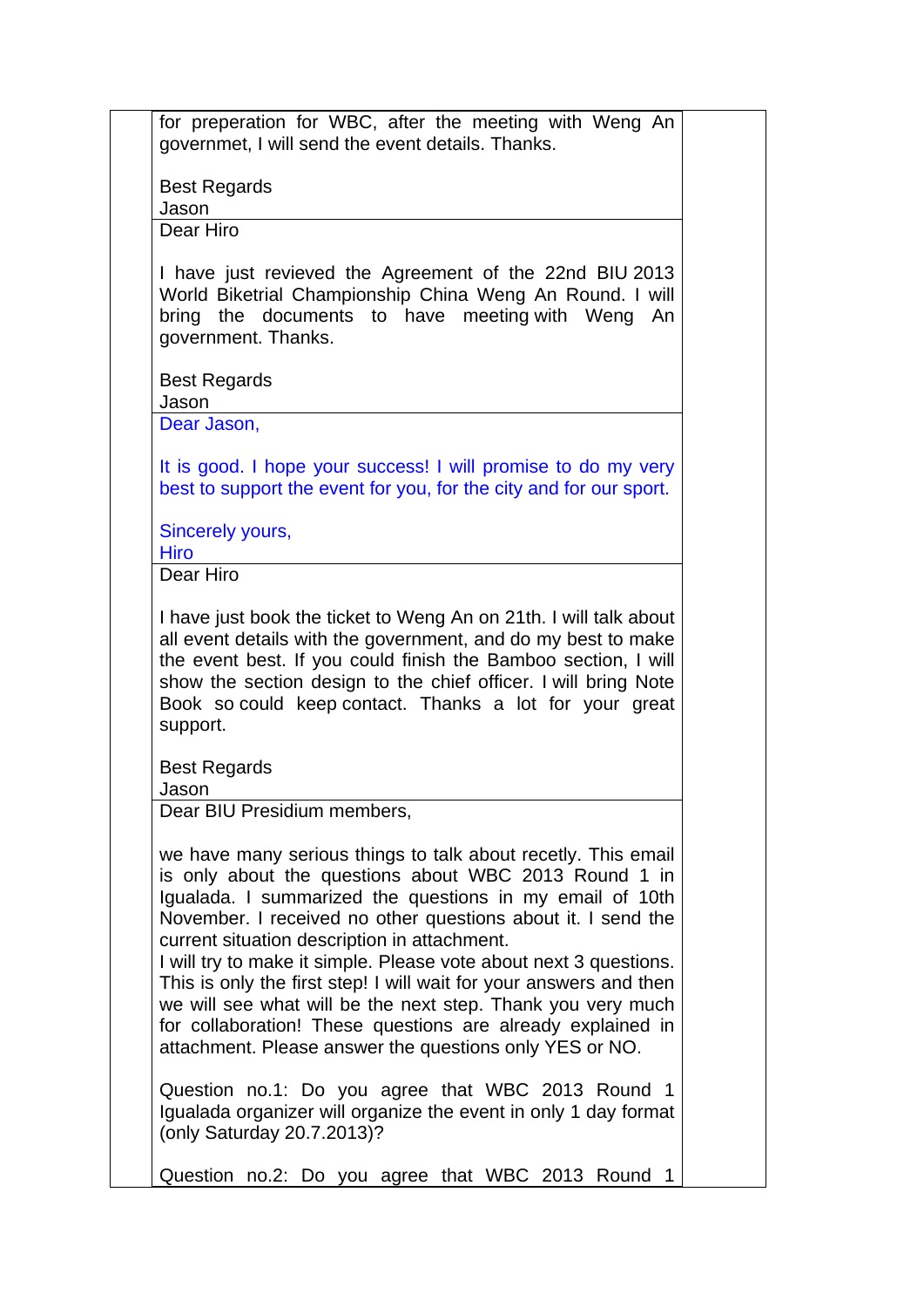for preperation for WBC, after the meeting with Weng An governmet, I will send the event details. Thanks.

Best Regards
Jason

---

Dear Hiro

I have just revieved the Agreement of the 22nd BIU 2013 World Biketrial Championship China Weng An Round. I will bring the documents to have meeting with Weng An government. Thanks.

Best Regards
Jason

---

Dear Jason,

It is good. I hope your success! I will promise to do my very best to support the event for you, for the city and for our sport.

Sincerely yours,
Hiro

---

Dear Hiro

I have just book the ticket to Weng An on 21th. I will talk about all event details with the government, and do my best to make the event best. If you could finish the Bamboo section, I will show the section design to the chief officer. I will bring Note Book so could keep contact. Thanks a lot for your great support.

Best Regards
Jason

---

Dear BIU Presidium members,

we have many serious things to talk about recetly. This email is only about the questions about WBC 2013 Round 1 in Igualada. I summarized the questions in my email of 10th November. I received no other questions about it. I send the current situation description in attachment.
I will try to make it simple. Please vote about next 3 questions. This is only the first step! I will wait for your answers and then we will see what will be the next step. Thank you very much for collaboration! These questions are already explained in attachment. Please answer the questions only YES or NO.

Question no.1: Do you agree that WBC 2013 Round 1 Igualada organizer will organize the event in only 1 day format (only Saturday 20.7.2013)?

Question no.2: Do you agree that WBC 2013 Round 1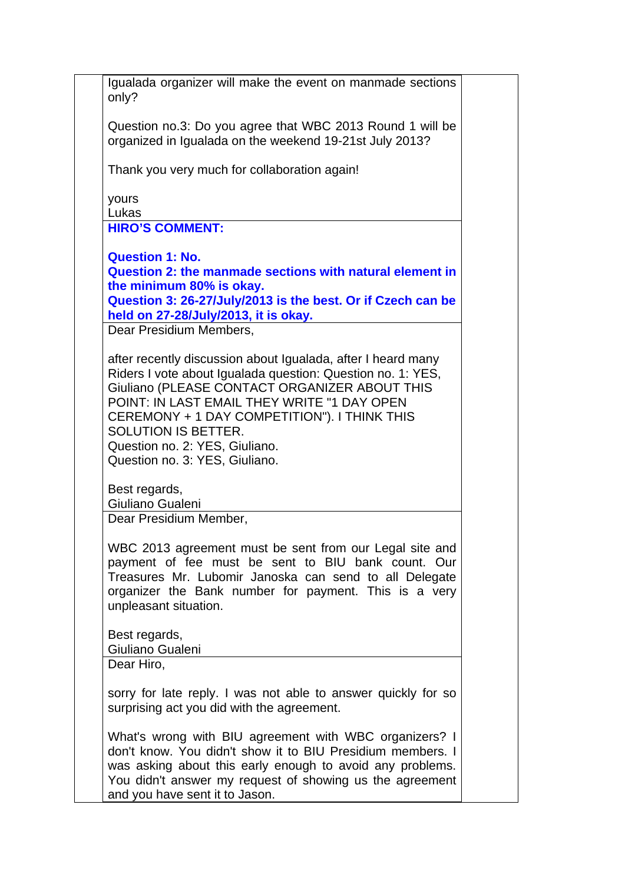Igualada organizer will make the event on manmade sections only?

Question no.3: Do you agree that WBC 2013 Round 1 will be organized in Igualada on the weekend 19-21st July 2013?

Thank you very much for collaboration again!

yours
Lukas

**HIRO'S COMMENT:**

**Question 1: No.**
**Question 2: the manmade sections with natural element in the minimum 80% is okay.**
**Question 3: 26-27/July/2013 is the best. Or if Czech can be held on 27-28/July/2013, it is okay.**

Dear Presidium Members,

after recently discussion about Igualada, after I heard many Riders I vote about Igualada question: Question no. 1: YES, Giuliano (PLEASE CONTACT ORGANIZER ABOUT THIS POINT: IN LAST EMAIL THEY WRITE "1 DAY OPEN CEREMONY + 1 DAY COMPETITION"). I THINK THIS SOLUTION IS BETTER.
Question no. 2: YES, Giuliano.
Question no. 3: YES, Giuliano.

Best regards,
Giuliano Gualeni

Dear Presidium Member,

WBC 2013 agreement must be sent from our Legal site and payment of fee must be sent to BIU bank count. Our Treasures Mr. Lubomir Janoska can send to all Delegate organizer the Bank number for payment. This is a very unpleasant situation.

Best regards,
Giuliano Gualeni

Dear Hiro,

sorry for late reply. I was not able to answer quickly for so surprising act you did with the agreement.

What's wrong with BIU agreement with WBC organizers? I don't know. You didn't show it to BIU Presidium members. I was asking about this early enough to avoid any problems. You didn't answer my request of showing us the agreement and you have sent it to Jason.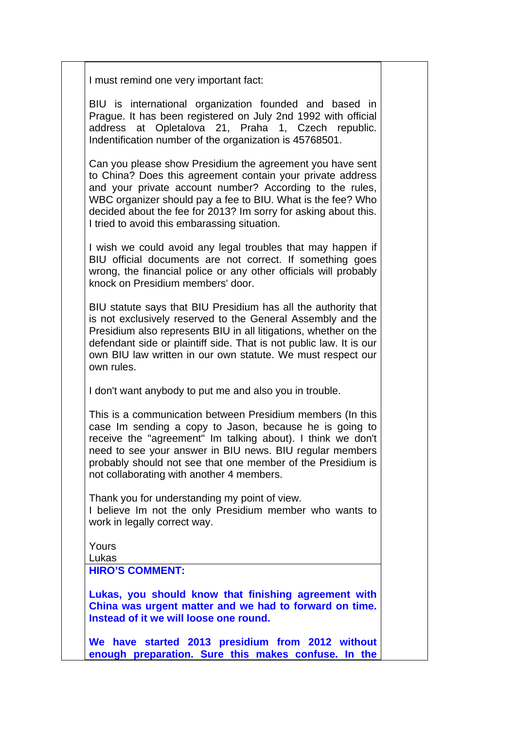I must remind one very important fact:

BIU is international organization founded and based in Prague. It has been registered on July 2nd 1992 with official address at Opletalova 21, Praha 1, Czech republic. Indentification number of the organization is 45768501.

Can you please show Presidium the agreement you have sent to China? Does this agreement contain your private address and your private account number? According to the rules, WBC organizer should pay a fee to BIU. What is the fee? Who decided about the fee for 2013? Im sorry for asking about this. I tried to avoid this embarassing situation.

I wish we could avoid any legal troubles that may happen if BIU official documents are not correct. If something goes wrong, the financial police or any other officials will probably knock on Presidium members' door.

BIU statute says that BIU Presidium has all the authority that is not exclusively reserved to the General Assembly and the Presidium also represents BIU in all litigations, whether on the defendant side or plaintiff side. That is not public law. It is our own BIU law written in our own statute. We must respect our own rules.

I don't want anybody to put me and also you in trouble.

This is a communication between Presidium members (In this case Im sending a copy to Jason, because he is going to receive the "agreement" Im talking about). I think we don't need to see your answer in BIU news. BIU regular members probably should not see that one member of the Presidium is not collaborating with another 4 members.

Thank you for understanding my point of view.
I believe Im not the only Presidium member who wants to work in legally correct way.

Yours
Lukas

**HIRO'S COMMENT:**

**Lukas, you should know that finishing agreement with China was urgent matter and we had to forward on time. Instead of it we will loose one round.**

**We have started 2013 presidium from 2012 without enough preparation. Sure this makes confuse. In the**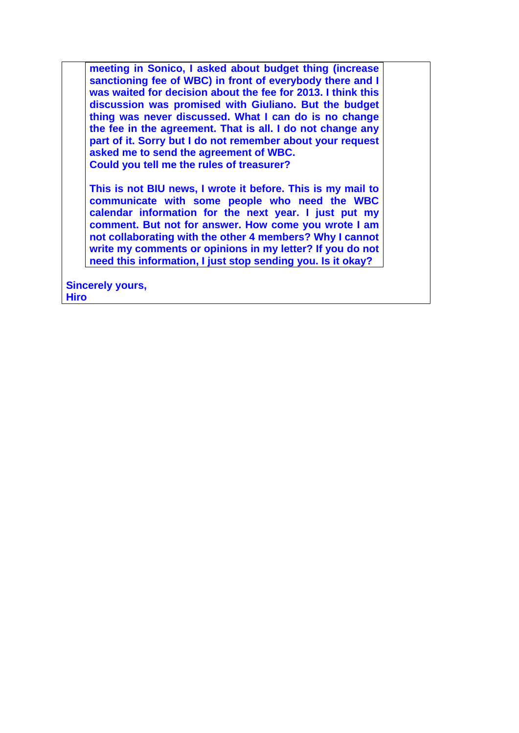**meeting in Sonico, I asked about budget thing (increase sanctioning fee of WBC) in front of everybody there and I was waited for decision about the fee for 2013. I think this discussion was promised with Giuliano. But the budget thing was never discussed. What I can do is no change the fee in the agreement. That is all. I do not change any part of it. Sorry but I do not remember about your request asked me to send the agreement of WBC.**
**Could you tell me the rules of treasurer?**

**This is not BIU news, I wrote it before. This is my mail to communicate with some people who need the WBC calendar information for the next year. I just put my comment. But not for answer. How come you wrote I am not collaborating with the other 4 members? Why I cannot write my comments or opinions in my letter? If you do not need this information, I just stop sending you. Is it okay?**

**Sincerely yours,**
**Hiro**